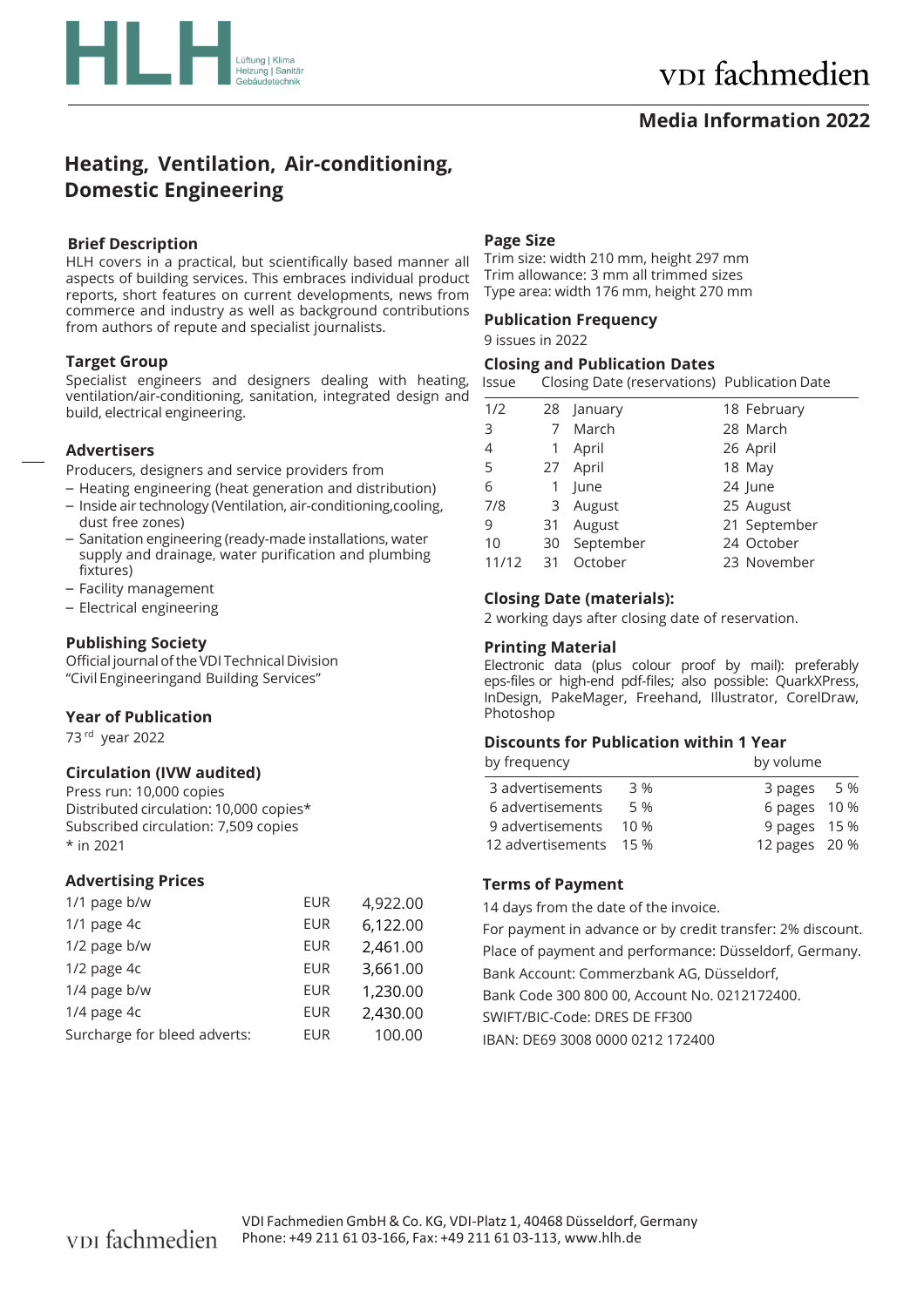# Media Information 2022

## Heating, Ventilation, Air-conditioning, Domestic Engineering

### Brief Description

HLH covers in a practical, but scientifically based manner all aspects of building services. This embraces individual product reports, short features on current developments, news from commerce and industry as well as background contributions from authors of repute and specialist journalists.

### Target Group

Specialist engineers and designers dealing with heating, ventilation/air-conditioning, sanitation, integrated design and build, electrical engineering.

### Advertisers

Producers, designers and service providers from

- Heating engineering (heat generation and distribution)
- Inside air technology (Ventilation, air-conditioning,cooling, dust free zones)
- Sanitation engineering (ready-made installations, water supply and drainage, water purification and plumbing fixtures)
- Facility management
- Electrical engineering

### Publishing Society

Official journal of the VDI Technical Division "Civil Engineeringand Building Services"

### Year of Publication

73rd year 2022

### Circulation (IVW audited)

Press run: 10,000 copies
Distributed circulation: 10,000 copies*
Subscribed circulation: 7,509 copies
* in 2021

### Advertising Prices

| | | |
|---|---|---|
| 1/1 page b/w | EUR | 4,922.00 |
| 1/1 page 4c | EUR | 6,122.00 |
| 1/2 page b/w | EUR | 2,461.00 |
| 1/2 page 4c | EUR | 3,661.00 |
| 1/4 page b/w | EUR | 1,230.00 |
| 1/4 page 4c | EUR | 2,430.00 |
| Surcharge for bleed adverts: | EUR | 100.00 |

### Page Size

Trim size: width 210 mm, height 297 mm
Trim allowance: 3 mm all trimmed sizes
Type area: width 176 mm, height 270 mm

### Publication Frequency

9 issues in 2022

### Closing and Publication Dates

| Issue | Closing Date (reservations) | Publication Date |
|---|---|---|
| 1/2 | 28 January | 18 February |
| 3 | 7 March | 28 March |
| 4 | 1 April | 26 April |
| 5 | 27 April | 18 May |
| 6 | 1 June | 24 June |
| 7/8 | 3 August | 25 August |
| 9 | 31 August | 21 September |
| 10 | 30 September | 24 October |
| 11/12 | 31 October | 23 November |

### Closing Date (materials):

2 working days after closing date of reservation.

### Printing Material

Electronic data (plus colour proof by mail): preferably eps-files or high-end pdf-files; also possible: QuarkXPress, InDesign, PakeMager, Freehand, Illustrator, CorelDraw, Photoshop

### Discounts for Publication within 1 Year

| by frequency | | by volume | |
|---|---|---|---|
| 3 advertisements | 3 % | 3 pages | 5 % |
| 6 advertisements | 5 % | 6 pages | 10 % |
| 9 advertisements | 10 % | 9 pages | 15 % |
| 12 advertisements | 15 % | 12 pages | 20 % |

### Terms of Payment

14 days from the date of the invoice.
For payment in advance or by credit transfer: 2% discount.
Place of payment and performance: Düsseldorf, Germany.
Bank Account: Commerzbank AG, Düsseldorf,
Bank Code 300 800 00, Account No. 0212172400.
SWIFT/BIC-Code: DRES DE FF300
IBAN: DE69 3008 0000 0212 172400

VDI Fachmedien GmbH & Co. KG, VDI-Platz 1, 40468 Düsseldorf, Germany
Phone: +49 211 61 03-166, Fax: +49 211 61 03-113, www.hlh.de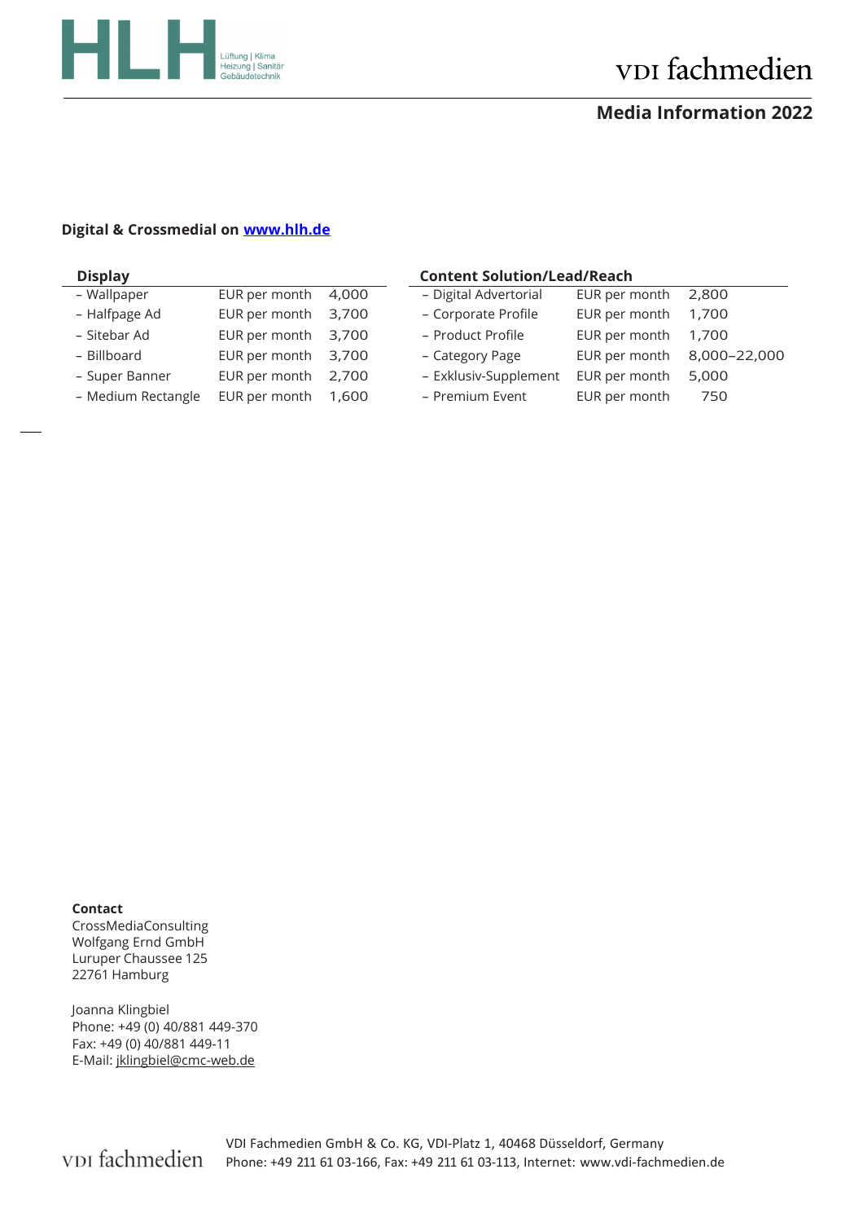### Digital & Crossmedial on www.hlh.de

| Display | | |
|---|---|---|
| – Wallpaper | EUR per month | 4,000 |
| – Halfpage Ad | EUR per month | 3,700 |
| – Sitebar Ad | EUR per month | 3,700 |
| – Billboard | EUR per month | 3,700 |
| – Super Banner | EUR per month | 2,700 |
| – Medium Rectangle | EUR per month | 1,600 |

| Content Solution/Lead/Reach | | |
|---|---|---|
| – Digital Advertorial | EUR per month | 2,800 |
| – Corporate Profile | EUR per month | 1,700 |
| – Product Profile | EUR per month | 1,700 |
| – Category Page | EUR per month | 8,000–22,000 |
| – Exklusiv-Supplement | EUR per month | 5,000 |
| – Premium Event | EUR per month | 750 |

**Contact**
CrossMediaConsulting
Wolfgang Ernd GmbH
Luruper Chaussee 125
22761 Hamburg

Joanna Klingbiel
Phone: +49 (0) 40/881 449-370
Fax: +49 (0) 40/881 449-11
E-Mail: jklingbiel@cmc-web.de

VDI Fachmedien GmbH & Co. KG, VDI-Platz 1, 40468 Düsseldorf, Germany
Phone: +49 211 61 03-166, Fax: +49 211 61 03-113, Internet: www.vdi-fachmedien.de